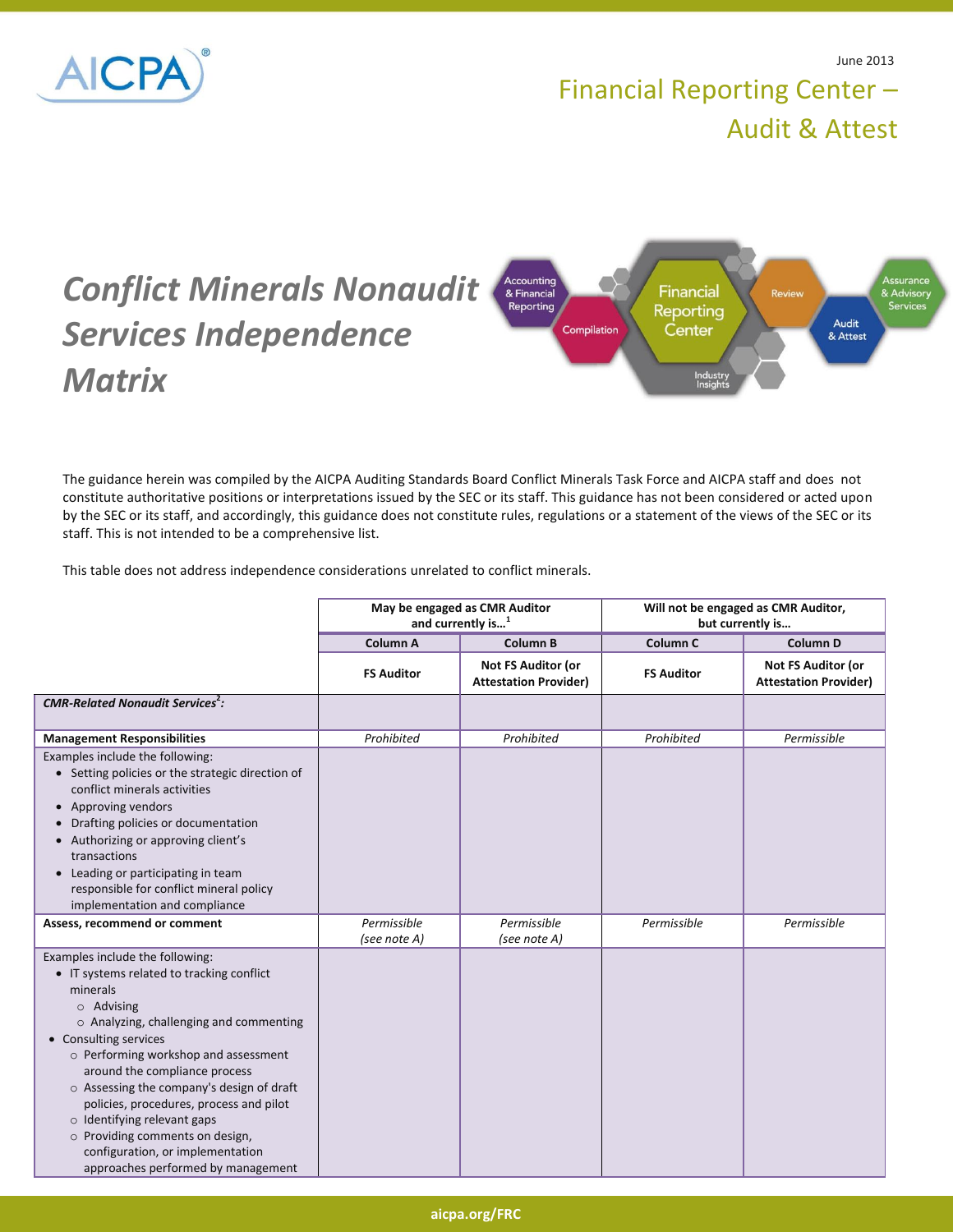June 2013

Financial Reporting Center – Audit & Attest

# Conflict Minerals Nonaudit Services Independence Matrix

The guidance herein was compiled by the AICPA Auditing Standards Board Conflict Minerals Task Force and AICPA staff and does not constitute authoritative positions or interpretations issued by the SEC or its staff. This guidance has not been considered or acted upon by the SEC or its staff, and accordingly, this guidance does not constitute rules, regulations or a statement of the views of the SEC or its staff. This is not intended to be a comprehensive list.

This table does not address independence considerations unrelated to conflict minerals.

| | May be engaged as CMR Auditor and currently is…[1] | | Will not be engaged as CMR Auditor, but currently is… | |
|---|---|---|---|---|
| | **Column A** | **Column B** | **Column C** | **Column D** |
| | **FS Auditor** | **Not FS Auditor (or Attestation Provider)** | **FS Auditor** | **Not FS Auditor (or Attestation Provider)** |
| ***CMR-Related Nonaudit Services[2]:*** | | | | |
| **Management Responsibilities** | *Prohibited* | *Prohibited* | *Prohibited* | *Permissible* |
| Examples include the following:<br>• Setting policies or the strategic direction of conflict minerals activities<br>• Approving vendors<br>• Drafting policies or documentation<br>• Authorizing or approving client's transactions<br>• Leading or participating in team responsible for conflict mineral policy implementation and compliance | | | | |
| **Assess, recommend or comment** | *Permissible (see note A)* | *Permissible (see note A)* | *Permissible* | *Permissible* |
| Examples include the following:<br>• IT systems related to tracking conflict minerals<br>  ○ Advising<br>  ○ Analyzing, challenging and commenting<br>• Consulting services<br>  ○ Performing workshop and assessment around the compliance process<br>  ○ Assessing the company's design of draft policies, procedures, process and pilot<br>  ○ Identifying relevant gaps<br>  ○ Providing comments on design, configuration, or implementation approaches performed by management | | | | |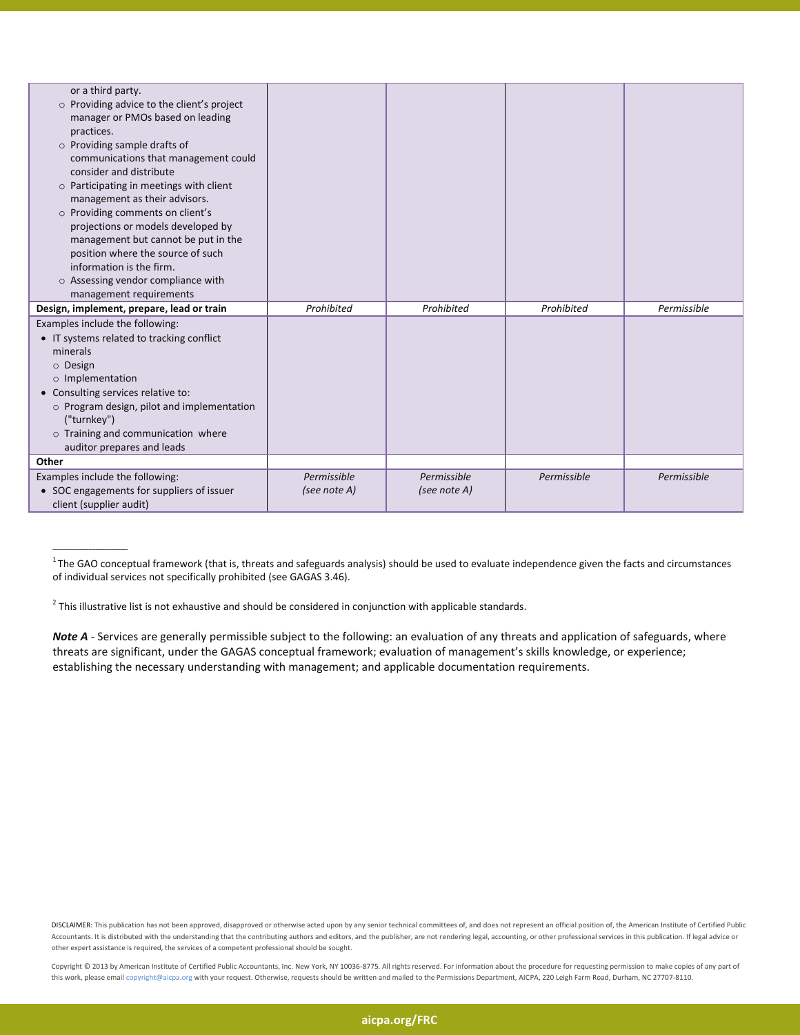| | | | | |
|---|---|---|---|---|
| or a third party.<br>○ Providing advice to the client's project manager or PMOs based on leading practices.<br>○ Providing sample drafts of communications that management could consider and distribute<br>○ Participating in meetings with client management as their advisors.<br>○ Providing comments on client's projections or models developed by management but cannot be put in the position where the source of such information is the firm.<br>○ Assessing vendor compliance with management requirements | | | | |
| **Design, implement, prepare, lead or train** | *Prohibited* | *Prohibited* | *Prohibited* | *Permissible* |
| Examples include the following:<br>• IT systems related to tracking conflict minerals<br>○ Design<br>○ Implementation<br>• Consulting services relative to:<br>○ Program design, pilot and implementation ("turnkey")<br>○ Training and communication where auditor prepares and leads | | | | |
| **Other** | | | | |
| Examples include the following:<br>• SOC engagements for suppliers of issuer client (supplier audit) | *Permissible (see note A)* | *Permissible (see note A)* | *Permissible* | *Permissible* |

---

[1] The GAO conceptual framework (that is, threats and safeguards analysis) should be used to evaluate independence given the facts and circumstances of individual services not specifically prohibited (see GAGAS 3.46).

[2] This illustrative list is not exhaustive and should be considered in conjunction with applicable standards.

***Note A*** - Services are generally permissible subject to the following: an evaluation of any threats and application of safeguards, where threats are significant, under the GAGAS conceptual framework; evaluation of management's skills knowledge, or experience; establishing the necessary understanding with management; and applicable documentation requirements.

DISCLAIMER: This publication has not been approved, disapproved or otherwise acted upon by any senior technical committees of, and does not represent an official position of, the American Institute of Certified Public Accountants. It is distributed with the understanding that the contributing authors and editors, and the publisher, are not rendering legal, accounting, or other professional services in this publication. If legal advice or other expert assistance is required, the services of a competent professional should be sought.

Copyright © 2013 by American Institute of Certified Public Accountants, Inc. New York, NY 10036-8775. All rights reserved. For information about the procedure for requesting permission to make copies of any part of this work, please email copyright@aicpa.org with your request. Otherwise, requests should be written and mailed to the Permissions Department, AICPA, 220 Leigh Farm Road, Durham, NC 27707-8110.

aicpa.org/FRC